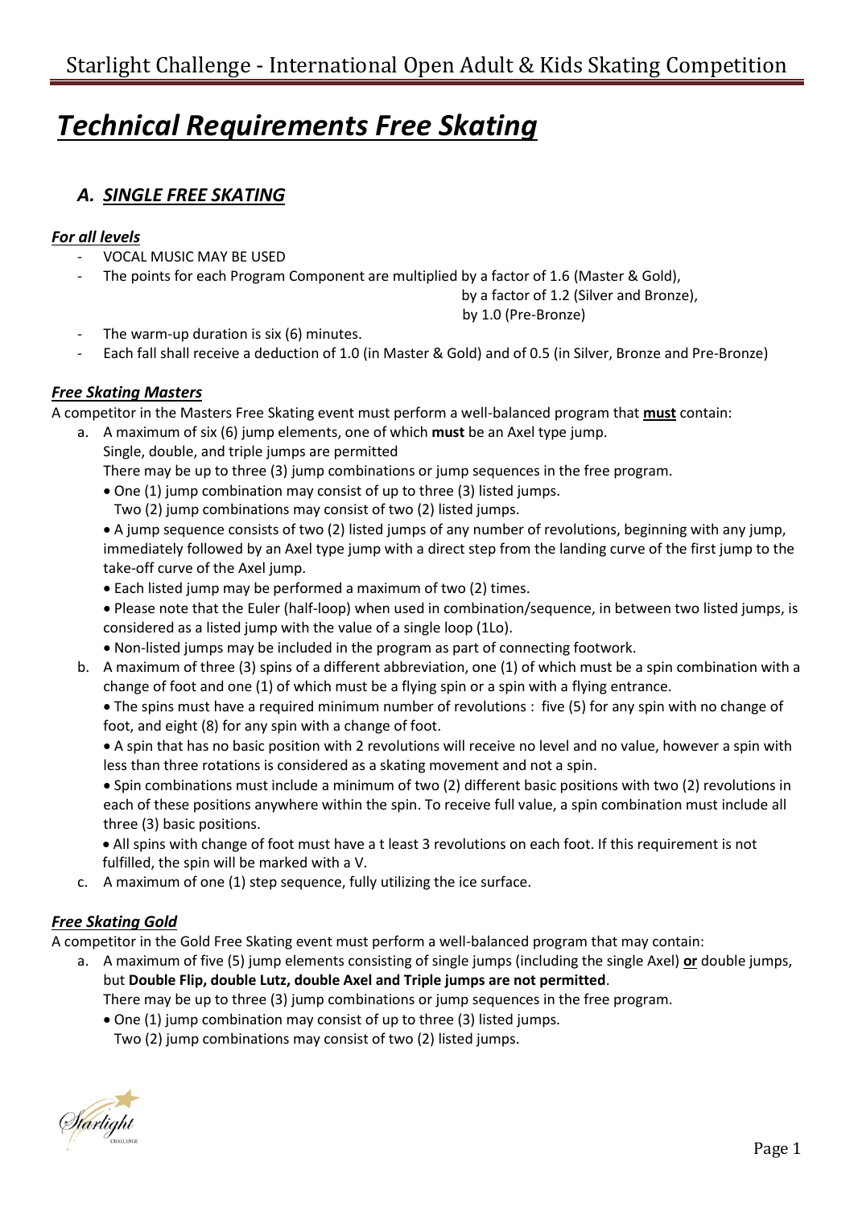# *Technical Requirements Free Skating*

## *A. SINGLE FREE SKATING*

### *For all levels*

- VOCAL MUSIC MAY BE USED
- The points for each Program Component are multiplied by a factor of 1.6 (Master & Gold),
  by a factor of 1.2 (Silver and Bronze),
  by 1.0 (Pre-Bronze)
- The warm-up duration is six (6) minutes.
- Each fall shall receive a deduction of 1.0 (in Master & Gold) and of 0.5 (in Silver, Bronze and Pre-Bronze)

### *Free Skating Masters*

A competitor in the Masters Free Skating event must perform a well-balanced program that **must** contain:

a. A maximum of six (6) jump elements, one of which **must** be an Axel type jump.
   Single, double, and triple jumps are permitted
   There may be up to three (3) jump combinations or jump sequences in the free program.
   - One (1) jump combination may consist of up to three (3) listed jumps.
     Two (2) jump combinations may consist of two (2) listed jumps.
   - A jump sequence consists of two (2) listed jumps of any number of revolutions, beginning with any jump, immediately followed by an Axel type jump with a direct step from the landing curve of the first jump to the take-off curve of the Axel jump.
   - Each listed jump may be performed a maximum of two (2) times.
   - Please note that the Euler (half-loop) when used in combination/sequence, in between two listed jumps, is considered as a listed jump with the value of a single loop (1Lo).
   - Non-listed jumps may be included in the program as part of connecting footwork.

b. A maximum of three (3) spins of a different abbreviation, one (1) of which must be a spin combination with a change of foot and one (1) of which must be a flying spin or a spin with a flying entrance.
   - The spins must have a required minimum number of revolutions : five (5) for any spin with no change of foot, and eight (8) for any spin with a change of foot.
   - A spin that has no basic position with 2 revolutions will receive no level and no value, however a spin with less than three rotations is considered as a skating movement and not a spin.
   - Spin combinations must include a minimum of two (2) different basic positions with two (2) revolutions in each of these positions anywhere within the spin. To receive full value, a spin combination must include all three (3) basic positions.
   - All spins with change of foot must have a t least 3 revolutions on each foot. If this requirement is not fulfilled, the spin will be marked with a V.

c. A maximum of one (1) step sequence, fully utilizing the ice surface.

### *Free Skating Gold*

A competitor in the Gold Free Skating event must perform a well-balanced program that may contain:

a. A maximum of five (5) jump elements consisting of single jumps (including the single Axel) **or** double jumps, but **Double Flip, double Lutz, double Axel and Triple jumps are not permitted**.
   There may be up to three (3) jump combinations or jump sequences in the free program.
   - One (1) jump combination may consist of up to three (3) listed jumps.
     Two (2) jump combinations may consist of two (2) listed jumps.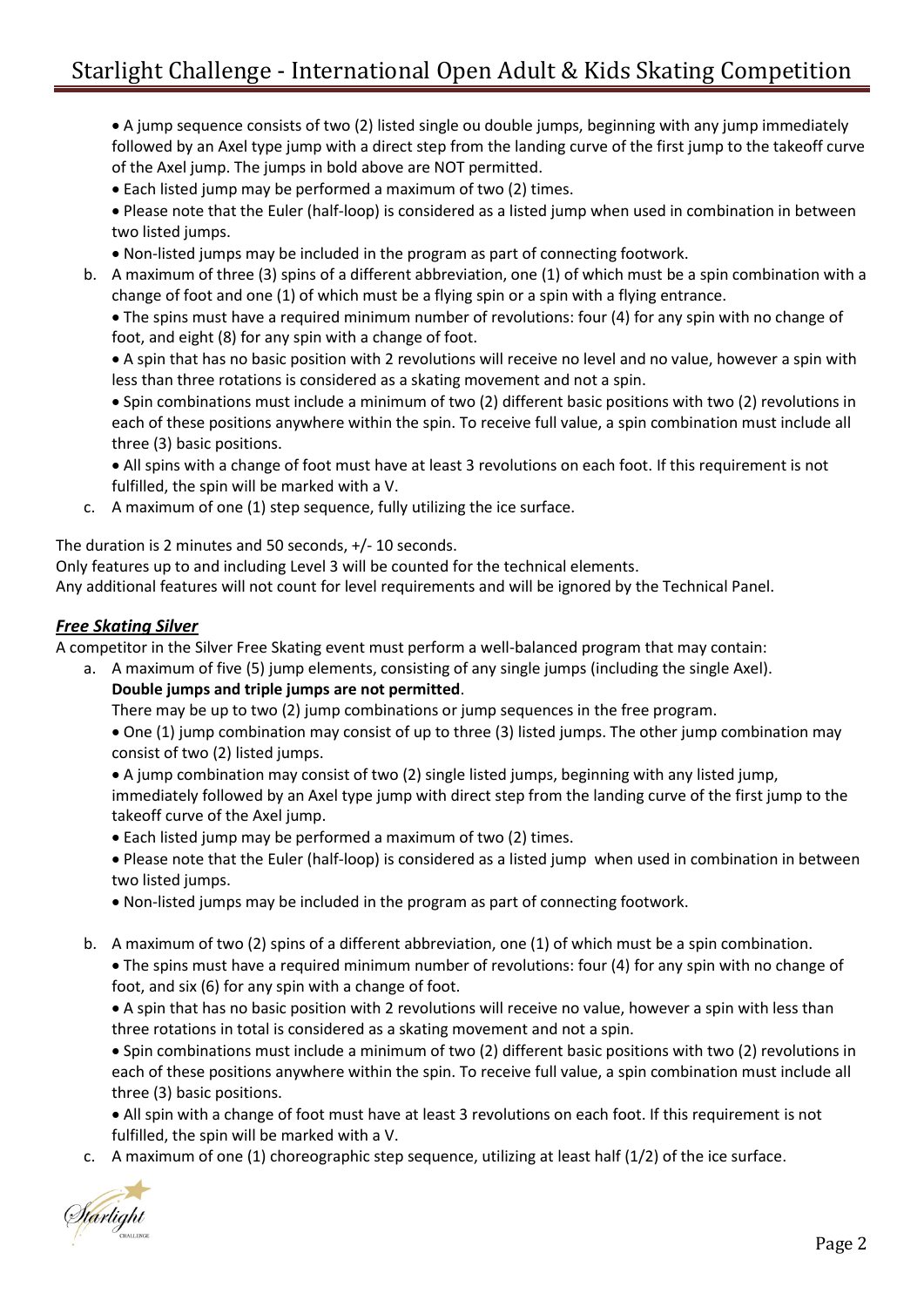- A jump sequence consists of two (2) listed single ou double jumps, beginning with any jump immediately followed by an Axel type jump with a direct step from the landing curve of the first jump to the takeoff curve of the Axel jump. The jumps in bold above are NOT permitted.
- Each listed jump may be performed a maximum of two (2) times.
- Please note that the Euler (half-loop) is considered as a listed jump when used in combination in between two listed jumps.
- Non-listed jumps may be included in the program as part of connecting footwork.

b. A maximum of three (3) spins of a different abbreviation, one (1) of which must be a spin combination with a change of foot and one (1) of which must be a flying spin or a spin with a flying entrance.

- The spins must have a required minimum number of revolutions: four (4) for any spin with no change of foot, and eight (8) for any spin with a change of foot.
- A spin that has no basic position with 2 revolutions will receive no level and no value, however a spin with less than three rotations is considered as a skating movement and not a spin.
- Spin combinations must include a minimum of two (2) different basic positions with two (2) revolutions in each of these positions anywhere within the spin. To receive full value, a spin combination must include all three (3) basic positions.
- All spins with a change of foot must have at least 3 revolutions on each foot. If this requirement is not fulfilled, the spin will be marked with a V.

c. A maximum of one (1) step sequence, fully utilizing the ice surface.

The duration is 2 minutes and 50 seconds, +/- 10 seconds.
Only features up to and including Level 3 will be counted for the technical elements.
Any additional features will not count for level requirements and will be ignored by the Technical Panel.

### ***Free Skating Silver***

A competitor in the Silver Free Skating event must perform a well-balanced program that may contain:

a. A maximum of five (5) jump elements, consisting of any single jumps (including the single Axel).
**Double jumps and triple jumps are not permitted**.
There may be up to two (2) jump combinations or jump sequences in the free program.

- One (1) jump combination may consist of up to three (3) listed jumps. The other jump combination may consist of two (2) listed jumps.
- A jump combination may consist of two (2) single listed jumps, beginning with any listed jump, immediately followed by an Axel type jump with direct step from the landing curve of the first jump to the takeoff curve of the Axel jump.
- Each listed jump may be performed a maximum of two (2) times.
- Please note that the Euler (half-loop) is considered as a listed jump when used in combination in between two listed jumps.
- Non-listed jumps may be included in the program as part of connecting footwork.

b. A maximum of two (2) spins of a different abbreviation, one (1) of which must be a spin combination.

- The spins must have a required minimum number of revolutions: four (4) for any spin with no change of foot, and six (6) for any spin with a change of foot.
- A spin that has no basic position with 2 revolutions will receive no value, however a spin with less than three rotations in total is considered as a skating movement and not a spin.
- Spin combinations must include a minimum of two (2) different basic positions with two (2) revolutions in each of these positions anywhere within the spin. To receive full value, a spin combination must include all three (3) basic positions.
- All spin with a change of foot must have at least 3 revolutions on each foot. If this requirement is not fulfilled, the spin will be marked with a V.

c. A maximum of one (1) choreographic step sequence, utilizing at least half (1/2) of the ice surface.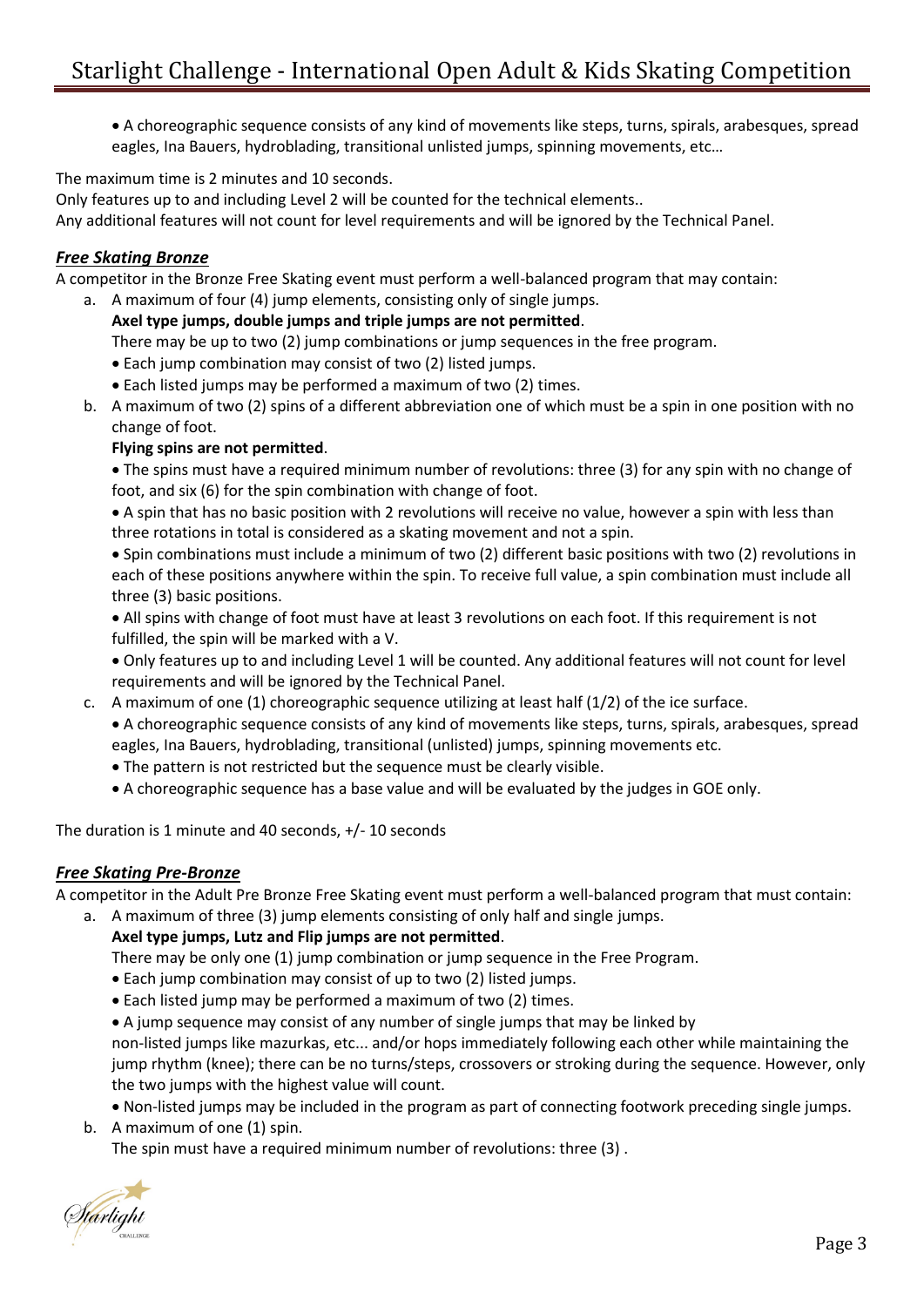- A choreographic sequence consists of any kind of movements like steps, turns, spirals, arabesques, spread eagles, Ina Bauers, hydroblading, transitional unlisted jumps, spinning movements, etc…

The maximum time is 2 minutes and 10 seconds.
Only features up to and including Level 2 will be counted for the technical elements..
Any additional features will not count for level requirements and will be ignored by the Technical Panel.

### *Free Skating Bronze*

A competitor in the Bronze Free Skating event must perform a well-balanced program that may contain:

a. A maximum of four (4) jump elements, consisting only of single jumps.
   **Axel type jumps, double jumps and triple jumps are not permitted**.
   There may be up to two (2) jump combinations or jump sequences in the free program.
   - Each jump combination may consist of two (2) listed jumps.
   - Each listed jumps may be performed a maximum of two (2) times.

b. A maximum of two (2) spins of a different abbreviation one of which must be a spin in one position with no change of foot.
   **Flying spins are not permitted**.
   - The spins must have a required minimum number of revolutions: three (3) for any spin with no change of foot, and six (6) for the spin combination with change of foot.
   - A spin that has no basic position with 2 revolutions will receive no value, however a spin with less than three rotations in total is considered as a skating movement and not a spin.
   - Spin combinations must include a minimum of two (2) different basic positions with two (2) revolutions in each of these positions anywhere within the spin. To receive full value, a spin combination must include all three (3) basic positions.
   - All spins with change of foot must have at least 3 revolutions on each foot. If this requirement is not fulfilled, the spin will be marked with a V.
   - Only features up to and including Level 1 will be counted. Any additional features will not count for level requirements and will be ignored by the Technical Panel.

c. A maximum of one (1) choreographic sequence utilizing at least half (1/2) of the ice surface.
   - A choreographic sequence consists of any kind of movements like steps, turns, spirals, arabesques, spread eagles, Ina Bauers, hydroblading, transitional (unlisted) jumps, spinning movements etc.
   - The pattern is not restricted but the sequence must be clearly visible.
   - A choreographic sequence has a base value and will be evaluated by the judges in GOE only.

The duration is 1 minute and 40 seconds, +/- 10 seconds

### *Free Skating Pre-Bronze*

A competitor in the Adult Pre Bronze Free Skating event must perform a well-balanced program that must contain:

a. A maximum of three (3) jump elements consisting of only half and single jumps.
   **Axel type jumps, Lutz and Flip jumps are not permitted**.
   There may be only one (1) jump combination or jump sequence in the Free Program.
   - Each jump combination may consist of up to two (2) listed jumps.
   - Each listed jump may be performed a maximum of two (2) times.
   - A jump sequence may consist of any number of single jumps that may be linked by non-listed jumps like mazurkas, etc... and/or hops immediately following each other while maintaining the jump rhythm (knee); there can be no turns/steps, crossovers or stroking during the sequence. However, only the two jumps with the highest value will count.
   - Non-listed jumps may be included in the program as part of connecting footwork preceding single jumps.

b. A maximum of one (1) spin.
   The spin must have a required minimum number of revolutions: three (3) .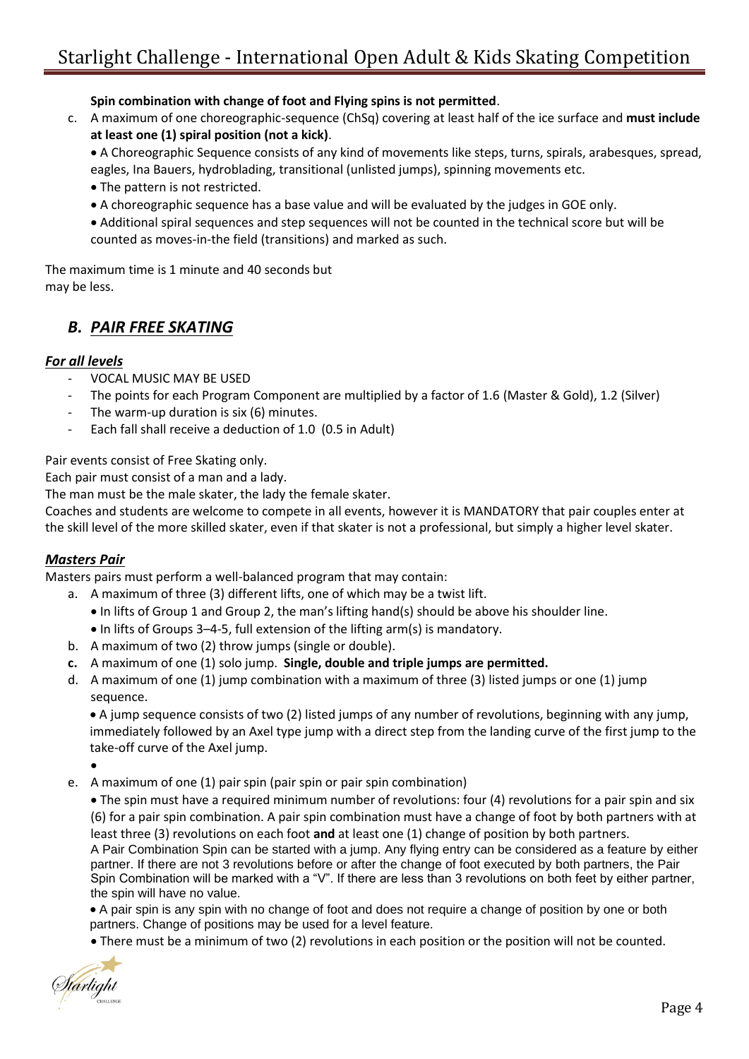**Spin combination with change of foot and Flying spins is not permitted**.

c. A maximum of one choreographic-sequence (ChSq) covering at least half of the ice surface and **must include at least one (1) spiral position (not a kick)**.

- A Choreographic Sequence consists of any kind of movements like steps, turns, spirals, arabesques, spread, eagles, Ina Bauers, hydroblading, transitional (unlisted jumps), spinning movements etc.
- The pattern is not restricted.
- A choreographic sequence has a base value and will be evaluated by the judges in GOE only.
- Additional spiral sequences and step sequences will not be counted in the technical score but will be counted as moves-in-the field (transitions) and marked as such.

The maximum time is 1 minute and 40 seconds but
may be less.

## *B. PAIR FREE SKATING*

### *For all levels*

- VOCAL MUSIC MAY BE USED
- The points for each Program Component are multiplied by a factor of 1.6 (Master & Gold), 1.2 (Silver)
- The warm-up duration is six (6) minutes.
- Each fall shall receive a deduction of 1.0 (0.5 in Adult)

Pair events consist of Free Skating only.
Each pair must consist of a man and a lady.
The man must be the male skater, the lady the female skater.
Coaches and students are welcome to compete in all events, however it is MANDATORY that pair couples enter at the skill level of the more skilled skater, even if that skater is not a professional, but simply a higher level skater.

### *Masters Pair*

Masters pairs must perform a well-balanced program that may contain:

a. A maximum of three (3) different lifts, one of which may be a twist lift.
   - In lifts of Group 1 and Group 2, the man's lifting hand(s) should be above his shoulder line.
   - In lifts of Groups 3–4-5, full extension of the lifting arm(s) is mandatory.

b. A maximum of two (2) throw jumps (single or double).

**c.** A maximum of one (1) solo jump. **Single, double and triple jumps are permitted.**

d. A maximum of one (1) jump combination with a maximum of three (3) listed jumps or one (1) jump sequence.
   - A jump sequence consists of two (2) listed jumps of any number of revolutions, beginning with any jump, immediately followed by an Axel type jump with a direct step from the landing curve of the first jump to the take-off curve of the Axel jump.
   -

e. A maximum of one (1) pair spin (pair spin or pair spin combination)
   - The spin must have a required minimum number of revolutions: four (4) revolutions for a pair spin and six (6) for a pair spin combination. A pair spin combination must have a change of foot by both partners with at least three (3) revolutions on each foot **and** at least one (1) change of position by both partners.
   
   A Pair Combination Spin can be started with a jump. Any flying entry can be considered as a feature by either partner. If there are not 3 revolutions before or after the change of foot executed by both partners, the Pair Spin Combination will be marked with a "V". If there are less than 3 revolutions on both feet by either partner, the spin will have no value.
   - A pair spin is any spin with no change of foot and does not require a change of position by one or both partners. Change of positions may be used for a level feature.
   - There must be a minimum of two (2) revolutions in each position or the position will not be counted.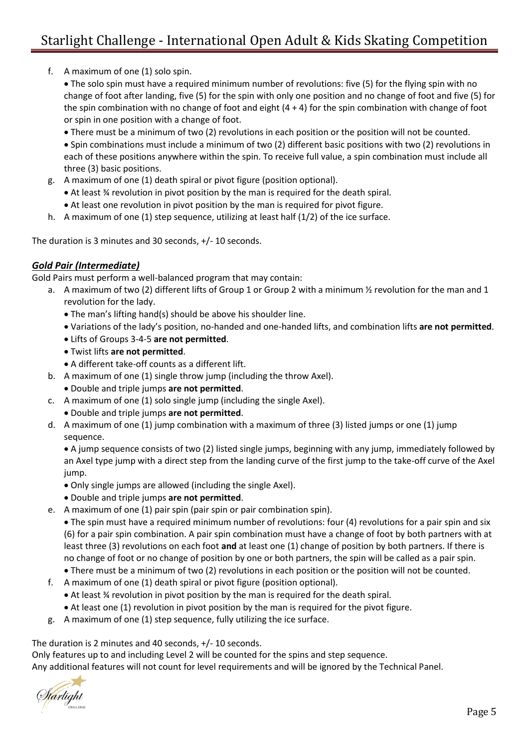f. A maximum of one (1) solo spin.
   - The solo spin must have a required minimum number of revolutions: five (5) for the flying spin with no change of foot after landing, five (5) for the spin with only one position and no change of foot and five (5) for the spin combination with no change of foot and eight (4 + 4) for the spin combination with change of foot or spin in one position with a change of foot.
   - There must be a minimum of two (2) revolutions in each position or the position will not be counted.
   - Spin combinations must include a minimum of two (2) different basic positions with two (2) revolutions in each of these positions anywhere within the spin. To receive full value, a spin combination must include all three (3) basic positions.
g. A maximum of one (1) death spiral or pivot figure (position optional).
   - At least ¾ revolution in pivot position by the man is required for the death spiral.
   - At least one revolution in pivot position by the man is required for pivot figure.
h. A maximum of one (1) step sequence, utilizing at least half (1/2) of the ice surface.

The duration is 3 minutes and 30 seconds, +/- 10 seconds.

***Gold Pair (Intermediate)***

Gold Pairs must perform a well-balanced program that may contain:

a. A maximum of two (2) different lifts of Group 1 or Group 2 with a minimum ½ revolution for the man and 1 revolution for the lady.
   - The man's lifting hand(s) should be above his shoulder line.
   - Variations of the lady's position, no-handed and one-handed lifts, and combination lifts **are not permitted**.
   - Lifts of Groups 3-4-5 **are not permitted**.
   - Twist lifts **are not permitted**.
   - A different take-off counts as a different lift.
b. A maximum of one (1) single throw jump (including the throw Axel).
   - Double and triple jumps **are not permitted**.
c. A maximum of one (1) solo single jump (including the single Axel).
   - Double and triple jumps **are not permitted**.
d. A maximum of one (1) jump combination with a maximum of three (3) listed jumps or one (1) jump sequence.
   - A jump sequence consists of two (2) listed single jumps, beginning with any jump, immediately followed by an Axel type jump with a direct step from the landing curve of the first jump to the take-off curve of the Axel jump.
   - Only single jumps are allowed (including the single Axel).
   - Double and triple jumps **are not permitted**.
e. A maximum of one (1) pair spin (pair spin or pair combination spin).
   - The spin must have a required minimum number of revolutions: four (4) revolutions for a pair spin and six (6) for a pair spin combination. A pair spin combination must have a change of foot by both partners with at least three (3) revolutions on each foot **and** at least one (1) change of position by both partners. If there is no change of foot or no change of position by one or both partners, the spin will be called as a pair spin.
   - There must be a minimum of two (2) revolutions in each position or the position will not be counted.
f. A maximum of one (1) death spiral or pivot figure (position optional).
   - At least ¾ revolution in pivot position by the man is required for the death spiral.
   - At least one (1) revolution in pivot position by the man is required for the pivot figure.
g. A maximum of one (1) step sequence, fully utilizing the ice surface.

The duration is 2 minutes and 40 seconds, +/- 10 seconds.
Only features up to and including Level 2 will be counted for the spins and step sequence.
Any additional features will not count for level requirements and will be ignored by the Technical Panel.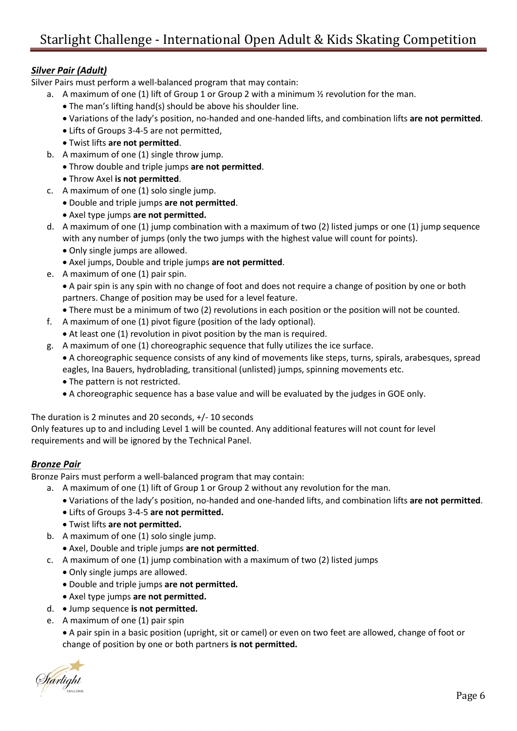### ***Silver Pair (Adult)***

Silver Pairs must perform a well-balanced program that may contain:

a. A maximum of one (1) lift of Group 1 or Group 2 with a minimum ½ revolution for the man.
   - The man's lifting hand(s) should be above his shoulder line.
   - Variations of the lady's position, no-handed and one-handed lifts, and combination lifts **are not permitted**.
   - Lifts of Groups 3-4-5 are not permitted,
   - Twist lifts **are not permitted**.

b. A maximum of one (1) single throw jump.
   - Throw double and triple jumps **are not permitted**.
   - Throw Axel **is not permitted**.

c. A maximum of one (1) solo single jump.
   - Double and triple jumps **are not permitted**.
   - Axel type jumps **are not permitted.**

d. A maximum of one (1) jump combination with a maximum of two (2) listed jumps or one (1) jump sequence with any number of jumps (only the two jumps with the highest value will count for points).
   - Only single jumps are allowed.
   - Axel jumps, Double and triple jumps **are not permitted**.

e. A maximum of one (1) pair spin.
   - A pair spin is any spin with no change of foot and does not require a change of position by one or both partners. Change of position may be used for a level feature.
   - There must be a minimum of two (2) revolutions in each position or the position will not be counted.

f. A maximum of one (1) pivot figure (position of the lady optional).
   - At least one (1) revolution in pivot position by the man is required.

g. A maximum of one (1) choreographic sequence that fully utilizes the ice surface.
   - A choreographic sequence consists of any kind of movements like steps, turns, spirals, arabesques, spread eagles, Ina Bauers, hydroblading, transitional (unlisted) jumps, spinning movements etc.
   - The pattern is not restricted.
   - A choreographic sequence has a base value and will be evaluated by the judges in GOE only.

The duration is 2 minutes and 20 seconds, +/- 10 seconds
Only features up to and including Level 1 will be counted. Any additional features will not count for level requirements and will be ignored by the Technical Panel.

### ***Bronze Pair***

Bronze Pairs must perform a well-balanced program that may contain:

a. A maximum of one (1) lift of Group 1 or Group 2 without any revolution for the man.
   - Variations of the lady's position, no-handed and one-handed lifts, and combination lifts **are not permitted**.
   - Lifts of Groups 3-4-5 **are not permitted.**
   - Twist lifts **are not permitted.**

b. A maximum of one (1) solo single jump.
   - Axel, Double and triple jumps **are not permitted**.

c. A maximum of one (1) jump combination with a maximum of two (2) listed jumps
   - Only single jumps are allowed.
   - Double and triple jumps **are not permitted.**
   - Axel type jumps **are not permitted.**

d. • Jump sequence **is not permitted.**

e. A maximum of one (1) pair spin
   - A pair spin in a basic position (upright, sit or camel) or even on two feet are allowed, change of foot or change of position by one or both partners **is not permitted.**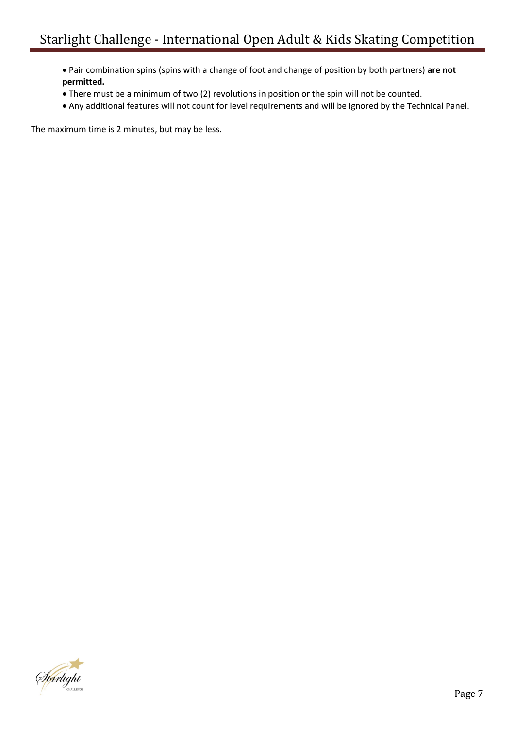- Pair combination spins (spins with a change of foot and change of position by both partners) **are not permitted.**
- There must be a minimum of two (2) revolutions in position or the spin will not be counted.
- Any additional features will not count for level requirements and will be ignored by the Technical Panel.

The maximum time is 2 minutes, but may be less.